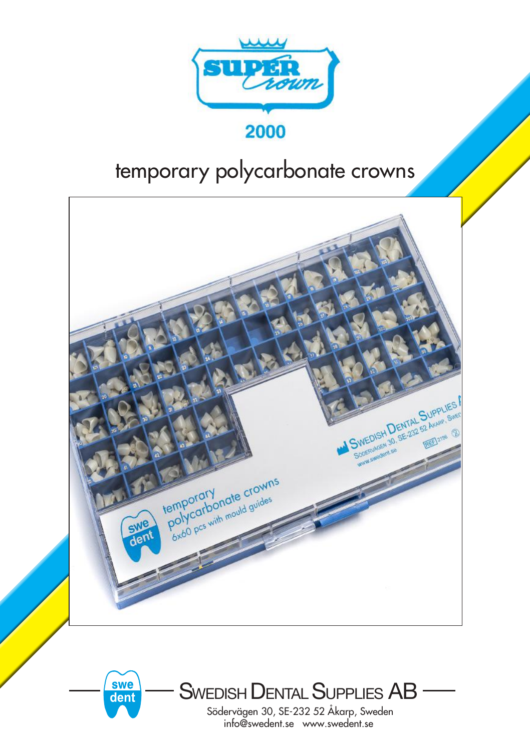SUPER Crown

2000

# temporary polycarbonate crowns

SWEDISH DENTAL SUPPLIES AB

Södervägen 30, SE-232 52 Åkarp, Sweden

info@swedent.se www.swedent.se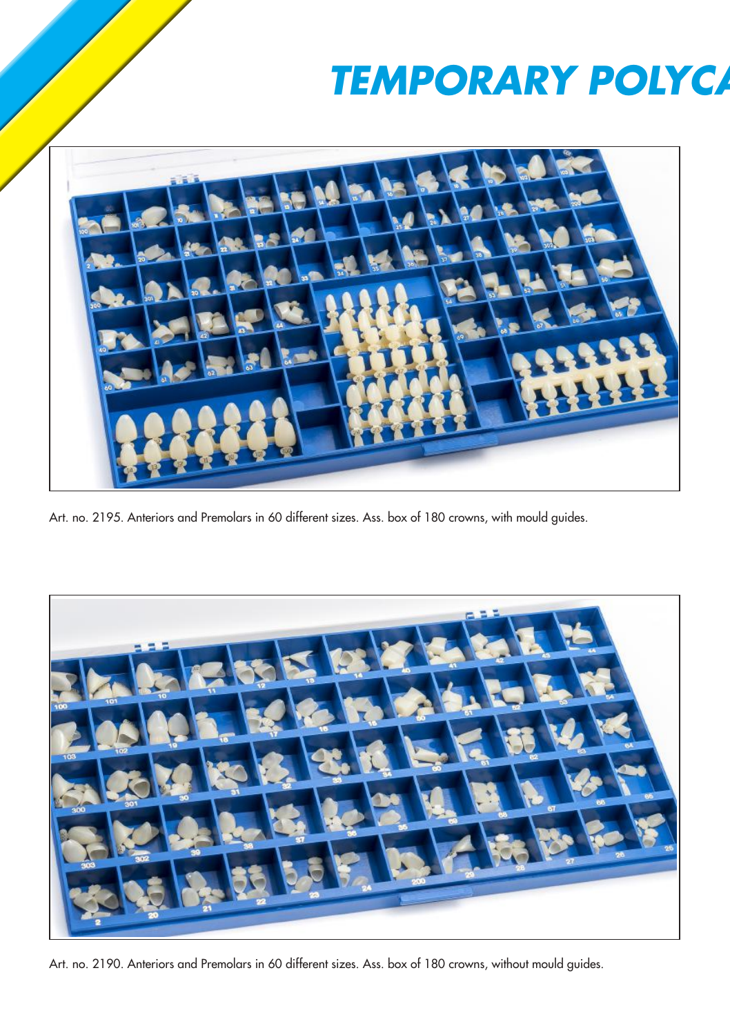# TEMPORARY POLYCA

Art. no. 2195. Anteriors and Premolars in 60 different sizes. Ass. box of 180 crowns, with mould guides.

Art. no. 2190. Anteriors and Premolars in 60 different sizes. Ass. box of 180 crowns, without mould guides.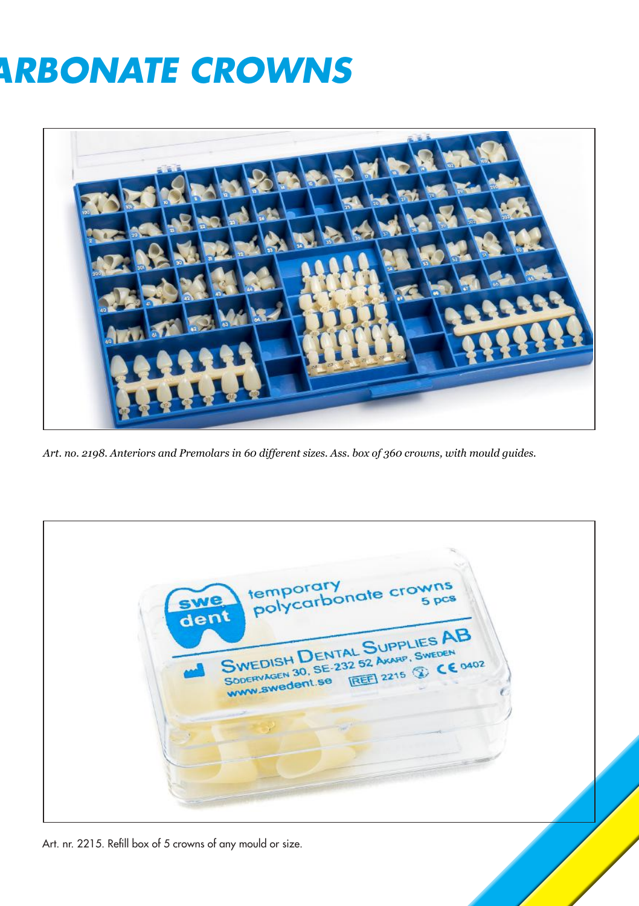# ARBONATE CROWNS

*Art. no. 2198. Anteriors and Premolars in 60 different sizes. Ass. box of 360 crowns, with mould guides.*

Art. nr. 2215. Refill box of 5 crowns of any mould or size.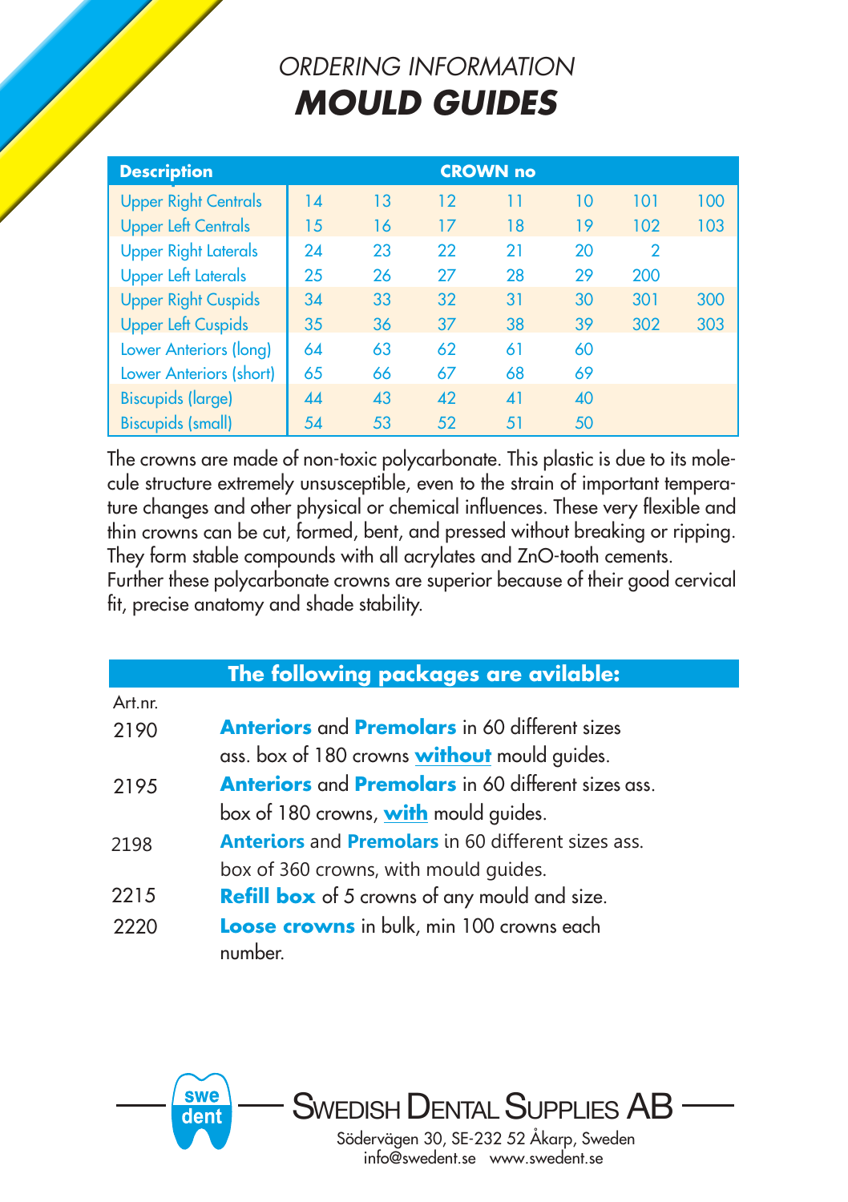*ORDERING INFORMATION*

# ***MOULD GUIDES***

| Description | CROWN no | | | | | | |
|---|---|---|---|---|---|---|---|
| Upper Right Centrals | 14 | 13 | 12 | 11 | 10 | 101 | 100 |
| Upper Left Centrals | 15 | 16 | 17 | 18 | 19 | 102 | 103 |
| Upper Right Laterals | 24 | 23 | 22 | 21 | 20 | 2 | |
| Upper Left Laterals | 25 | 26 | 27 | 28 | 29 | 200 | |
| Upper Right Cuspids | 34 | 33 | 32 | 31 | 30 | 301 | 300 |
| Upper Left Cuspids | 35 | 36 | 37 | 38 | 39 | 302 | 303 |
| Lower Anteriors (long) | 64 | 63 | 62 | 61 | 60 | | |
| Lower Anteriors (short) | 65 | 66 | 67 | 68 | 69 | | |
| Biscupids (large) | 44 | 43 | 42 | 41 | 40 | | |
| Biscupids (small) | 54 | 53 | 52 | 51 | 50 | | |

The crowns are made of non-toxic polycarbonate. This plastic is due to its molecule structure extremely unsusceptible, even to the strain of important temperature changes and other physical or chemical influences. These very flexible and thin crowns can be cut, formed, bent, and pressed without breaking or ripping. They form stable compounds with all acrylates and ZnO-tooth cements.
Further these polycarbonate crowns are superior because of their good cervical fit, precise anatomy and shade stability.

## The following packages are avilable:

| Art.nr. | |
|---|---|
| 2190 | **Anteriors** and **Premolars** in 60 different sizes ass. box of 180 crowns **without** mould guides. |
| 2195 | **Anteriors** and **Premolars** in 60 different sizes ass. box of 180 crowns, **with** mould guides. |
| 2198 | **Anteriors** and **Premolars** in 60 different sizes ass. box of 360 crowns, with mould guides. |
| 2215 | **Refill box** of 5 crowns of any mould and size. |
| 2220 | **Loose crowns** in bulk, min 100 crowns each number. |

swe dent

SWEDISH DENTAL SUPPLIES AB

Södervägen 30, SE-232 52 Åkarp, Sweden
info@swedent.se www.swedent.se